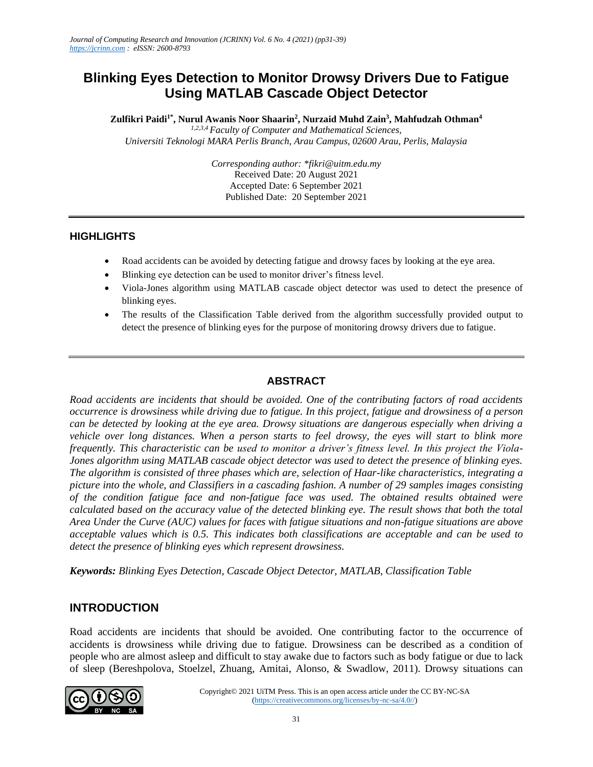# Blinking Eyes Detection to Monitor Drowsy Drivers Due to Fatigue Using MATLAB Cascade Object Detector

**Zulfikri Paidi[1*], Nurul Awanis Noor Shaarin[2], Nurzaid Muhd Zain[3], Mahfudzah Othman[4]**

*[1,2,3,4] Faculty of Computer and Mathematical Sciences, Universiti Teknologi MARA Perlis Branch, Arau Campus, 02600 Arau, Perlis, Malaysia*

*Corresponding author: \*fikri@uitm.edu.my*
Received Date: 20 August 2021
Accepted Date: 6 September 2021
Published Date: 20 September 2021

## HIGHLIGHTS

- Road accidents can be avoided by detecting fatigue and drowsy faces by looking at the eye area.
- Blinking eye detection can be used to monitor driver's fitness level.
- Viola-Jones algorithm using MATLAB cascade object detector was used to detect the presence of blinking eyes.
- The results of the Classification Table derived from the algorithm successfully provided output to detect the presence of blinking eyes for the purpose of monitoring drowsy drivers due to fatigue.

## ABSTRACT

*Road accidents are incidents that should be avoided. One of the contributing factors of road accidents occurrence is drowsiness while driving due to fatigue. In this project, fatigue and drowsiness of a person can be detected by looking at the eye area. Drowsy situations are dangerous especially when driving a vehicle over long distances. When a person starts to feel drowsy, the eyes will start to blink more frequently. This characteristic can be used to monitor a driver's fitness level. In this project the Viola-Jones algorithm using MATLAB cascade object detector was used to detect the presence of blinking eyes. The algorithm is consisted of three phases which are, selection of Haar-like characteristics, integrating a picture into the whole, and Classifiers in a cascading fashion. A number of 29 samples images consisting of the condition fatigue face and non-fatigue face was used. The obtained results obtained were calculated based on the accuracy value of the detected blinking eye. The result shows that both the total Area Under the Curve (AUC) values for faces with fatigue situations and non-fatigue situations are above acceptable values which is 0.5. This indicates both classifications are acceptable and can be used to detect the presence of blinking eyes which represent drowsiness.*

***Keywords:*** *Blinking Eyes Detection, Cascade Object Detector, MATLAB, Classification Table*

## INTRODUCTION

Road accidents are incidents that should be avoided. One contributing factor to the occurrence of accidents is drowsiness while driving due to fatigue. Drowsiness can be described as a condition of people who are almost asleep and difficult to stay awake due to factors such as body fatigue or due to lack of sleep (Bereshpolova, Stoelzel, Zhuang, Amitai, Alonso, & Swadlow, 2011). Drowsy situations can

Copyright© 2021 UiTM Press. This is an open access article under the CC BY-NC-SA (https://creativecommons.org/licenses/by-nc-sa/4.0//)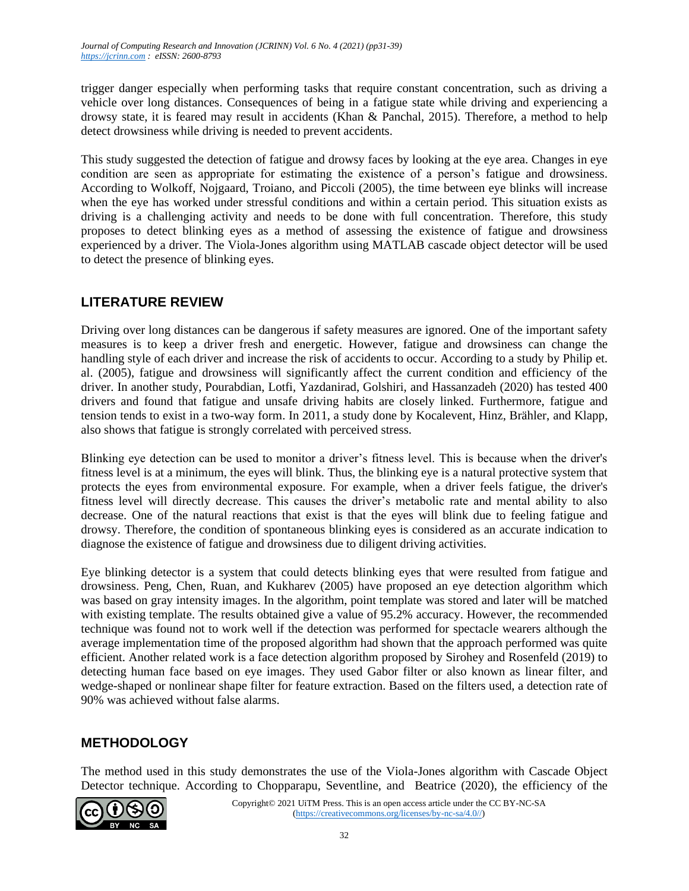trigger danger especially when performing tasks that require constant concentration, such as driving a vehicle over long distances. Consequences of being in a fatigue state while driving and experiencing a drowsy state, it is feared may result in accidents (Khan & Panchal, 2015). Therefore, a method to help detect drowsiness while driving is needed to prevent accidents.

This study suggested the detection of fatigue and drowsy faces by looking at the eye area. Changes in eye condition are seen as appropriate for estimating the existence of a person's fatigue and drowsiness. According to Wolkoff, Nojgaard, Troiano, and Piccoli (2005), the time between eye blinks will increase when the eye has worked under stressful conditions and within a certain period. This situation exists as driving is a challenging activity and needs to be done with full concentration. Therefore, this study proposes to detect blinking eyes as a method of assessing the existence of fatigue and drowsiness experienced by a driver. The Viola-Jones algorithm using MATLAB cascade object detector will be used to detect the presence of blinking eyes.

## LITERATURE REVIEW

Driving over long distances can be dangerous if safety measures are ignored. One of the important safety measures is to keep a driver fresh and energetic. However, fatigue and drowsiness can change the handling style of each driver and increase the risk of accidents to occur. According to a study by Philip et. al. (2005), fatigue and drowsiness will significantly affect the current condition and efficiency of the driver. In another study, Pourabdian, Lotfi, Yazdanirad, Golshiri, and Hassanzadeh (2020) has tested 400 drivers and found that fatigue and unsafe driving habits are closely linked. Furthermore, fatigue and tension tends to exist in a two-way form. In 2011, a study done by Kocalevent, Hinz, Brähler, and Klapp, also shows that fatigue is strongly correlated with perceived stress.

Blinking eye detection can be used to monitor a driver's fitness level. This is because when the driver's fitness level is at a minimum, the eyes will blink. Thus, the blinking eye is a natural protective system that protects the eyes from environmental exposure. For example, when a driver feels fatigue, the driver's fitness level will directly decrease. This causes the driver's metabolic rate and mental ability to also decrease. One of the natural reactions that exist is that the eyes will blink due to feeling fatigue and drowsy. Therefore, the condition of spontaneous blinking eyes is considered as an accurate indication to diagnose the existence of fatigue and drowsiness due to diligent driving activities.

Eye blinking detector is a system that could detects blinking eyes that were resulted from fatigue and drowsiness. Peng, Chen, Ruan, and Kukharev (2005) have proposed an eye detection algorithm which was based on gray intensity images. In the algorithm, point template was stored and later will be matched with existing template. The results obtained give a value of 95.2% accuracy. However, the recommended technique was found not to work well if the detection was performed for spectacle wearers although the average implementation time of the proposed algorithm had shown that the approach performed was quite efficient. Another related work is a face detection algorithm proposed by Sirohey and Rosenfeld (2019) to detecting human face based on eye images. They used Gabor filter or also known as linear filter, and wedge-shaped or nonlinear shape filter for feature extraction. Based on the filters used, a detection rate of 90% was achieved without false alarms.

## METHODOLOGY

The method used in this study demonstrates the use of the Viola-Jones algorithm with Cascade Object Detector technique. According to Chopparapu, Seventline, and Beatrice (2020), the efficiency of the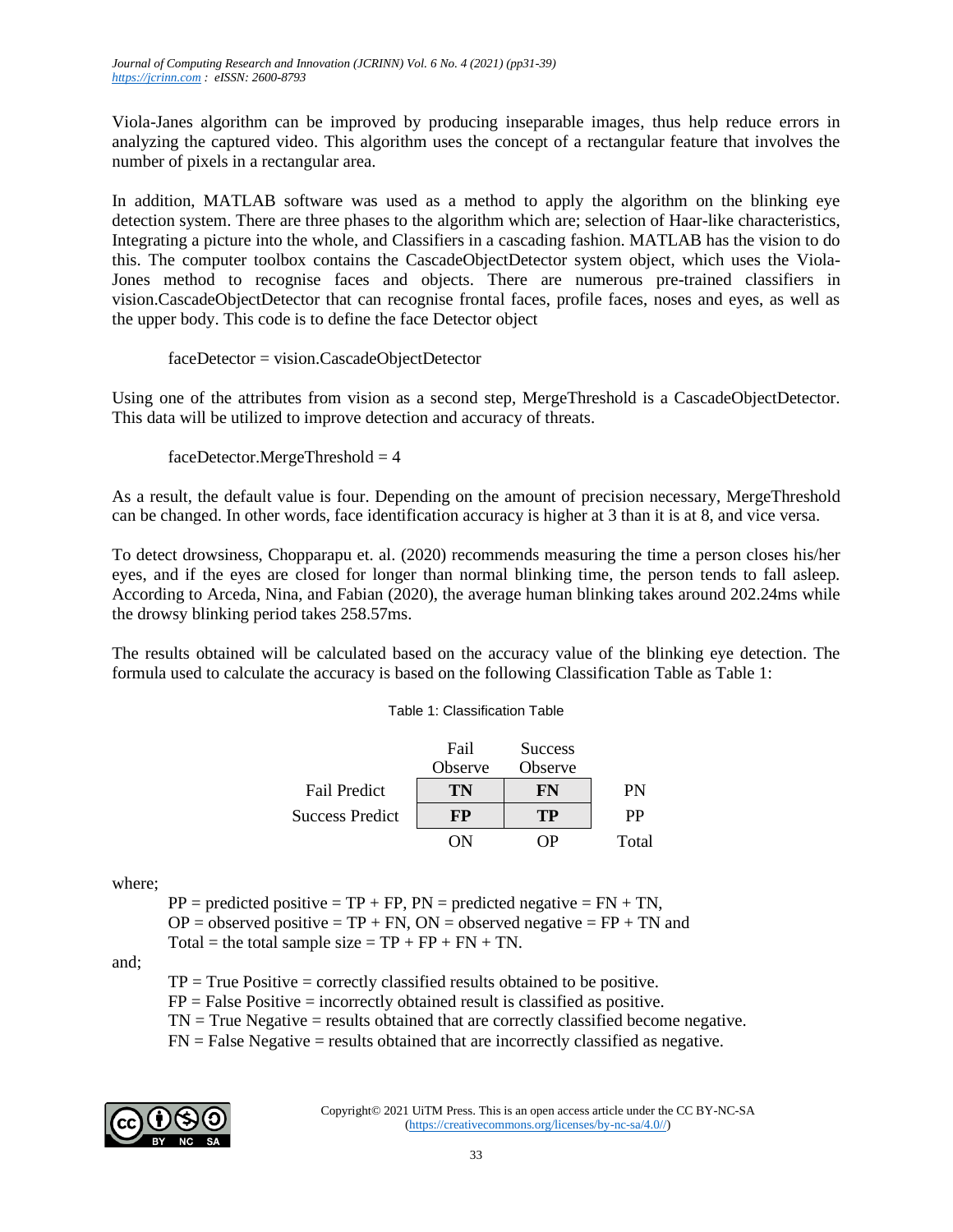Viola-Janes algorithm can be improved by producing inseparable images, thus help reduce errors in analyzing the captured video. This algorithm uses the concept of a rectangular feature that involves the number of pixels in a rectangular area.

In addition, MATLAB software was used as a method to apply the algorithm on the blinking eye detection system. There are three phases to the algorithm which are; selection of Haar-like characteristics, Integrating a picture into the whole, and Classifiers in a cascading fashion. MATLAB has the vision to do this. The computer toolbox contains the CascadeObjectDetector system object, which uses the Viola-Jones method to recognise faces and objects. There are numerous pre-trained classifiers in vision.CascadeObjectDetector that can recognise frontal faces, profile faces, noses and eyes, as well as the upper body. This code is to define the face Detector object

```
faceDetector = vision.CascadeObjectDetector
```

Using one of the attributes from vision as a second step, MergeThreshold is a CascadeObjectDetector. This data will be utilized to improve detection and accuracy of threats.

```
faceDetector.MergeThreshold = 4
```

As a result, the default value is four. Depending on the amount of precision necessary, MergeThreshold can be changed. In other words, face identification accuracy is higher at 3 than it is at 8, and vice versa.

To detect drowsiness, Chopparapu et. al. (2020) recommends measuring the time a person closes his/her eyes, and if the eyes are closed for longer than normal blinking time, the person tends to fall asleep. According to Arceda, Nina, and Fabian (2020), the average human blinking takes around 202.24ms while the drowsy blinking period takes 258.57ms.

The results obtained will be calculated based on the accuracy value of the blinking eye detection. The formula used to calculate the accuracy is based on the following Classification Table as Table 1:

Table 1: Classification Table

| | Fail Observe | Success Observe | |
|---|---|---|---|
| Fail Predict | **TN** | **FN** | PN |
| Success Predict | **FP** | **TP** | PP |
| | ON | OP | Total |

where;

PP = predicted positive = TP + FP, PN = predicted negative = FN + TN,
OP = observed positive = TP + FN, ON = observed negative = FP + TN and
Total = the total sample size = TP + FP + FN + TN.

and;

TP = True Positive = correctly classified results obtained to be positive.
FP = False Positive = incorrectly obtained result is classified as positive.
TN = True Negative = results obtained that are correctly classified become negative.
FN = False Negative = results obtained that are incorrectly classified as negative.

Copyright© 2021 UiTM Press. This is an open access article under the CC BY-NC-SA (https://creativecommons.org/licenses/by-nc-sa/4.0//)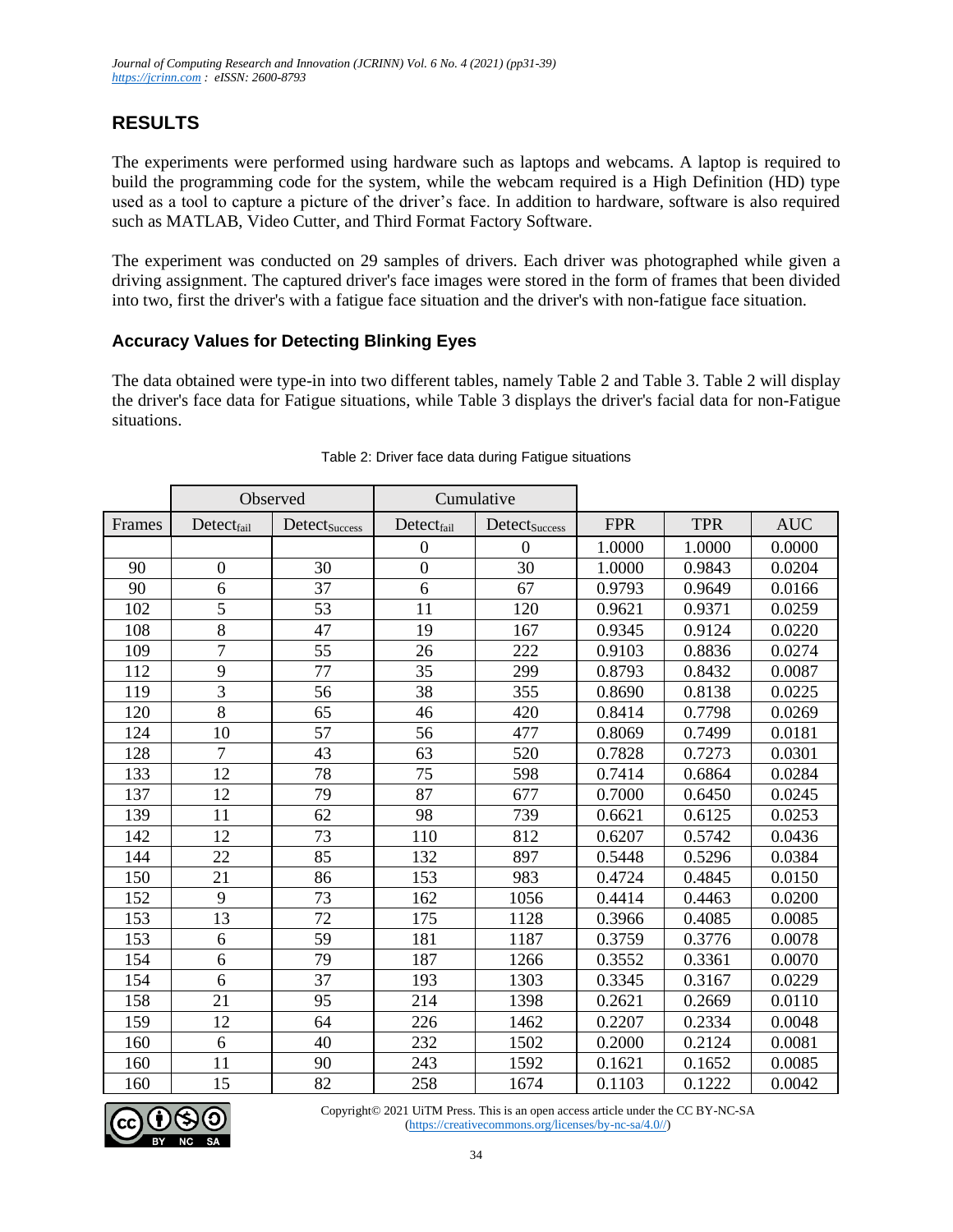## RESULTS

The experiments were performed using hardware such as laptops and webcams. A laptop is required to build the programming code for the system, while the webcam required is a High Definition (HD) type used as a tool to capture a picture of the driver's face. In addition to hardware, software is also required such as MATLAB, Video Cutter, and Third Format Factory Software.

The experiment was conducted on 29 samples of drivers. Each driver was photographed while given a driving assignment. The captured driver's face images were stored in the form of frames that been divided into two, first the driver's with a fatigue face situation and the driver's with non-fatigue face situation.

### Accuracy Values for Detecting Blinking Eyes

The data obtained were type-in into two different tables, namely Table 2 and Table 3. Table 2 will display the driver's face data for Fatigue situations, while Table 3 displays the driver's facial data for non-Fatigue situations.

Table 2: Driver face data during Fatigue situations

| | Observed | | Cumulative | | | | |
|---|---|---|---|---|---|---|---|
| Frames | $Detect_{fail}$ | $Detect_{Success}$ | $Detect_{fail}$ | $Detect_{Success}$ | FPR | TPR | AUC |
| | | | 0 | 0 | 1.0000 | 1.0000 | 0.0000 |
| 90 | 0 | 30 | 0 | 30 | 1.0000 | 0.9843 | 0.0204 |
| 90 | 6 | 37 | 6 | 67 | 0.9793 | 0.9649 | 0.0166 |
| 102 | 5 | 53 | 11 | 120 | 0.9621 | 0.9371 | 0.0259 |
| 108 | 8 | 47 | 19 | 167 | 0.9345 | 0.9124 | 0.0220 |
| 109 | 7 | 55 | 26 | 222 | 0.9103 | 0.8836 | 0.0274 |
| 112 | 9 | 77 | 35 | 299 | 0.8793 | 0.8432 | 0.0087 |
| 119 | 3 | 56 | 38 | 355 | 0.8690 | 0.8138 | 0.0225 |
| 120 | 8 | 65 | 46 | 420 | 0.8414 | 0.7798 | 0.0269 |
| 124 | 10 | 57 | 56 | 477 | 0.8069 | 0.7499 | 0.0181 |
| 128 | 7 | 43 | 63 | 520 | 0.7828 | 0.7273 | 0.0301 |
| 133 | 12 | 78 | 75 | 598 | 0.7414 | 0.6864 | 0.0284 |
| 137 | 12 | 79 | 87 | 677 | 0.7000 | 0.6450 | 0.0245 |
| 139 | 11 | 62 | 98 | 739 | 0.6621 | 0.6125 | 0.0253 |
| 142 | 12 | 73 | 110 | 812 | 0.6207 | 0.5742 | 0.0436 |
| 144 | 22 | 85 | 132 | 897 | 0.5448 | 0.5296 | 0.0384 |
| 150 | 21 | 86 | 153 | 983 | 0.4724 | 0.4845 | 0.0150 |
| 152 | 9 | 73 | 162 | 1056 | 0.4414 | 0.4463 | 0.0200 |
| 153 | 13 | 72 | 175 | 1128 | 0.3966 | 0.4085 | 0.0085 |
| 153 | 6 | 59 | 181 | 1187 | 0.3759 | 0.3776 | 0.0078 |
| 154 | 6 | 79 | 187 | 1266 | 0.3552 | 0.3361 | 0.0070 |
| 154 | 6 | 37 | 193 | 1303 | 0.3345 | 0.3167 | 0.0229 |
| 158 | 21 | 95 | 214 | 1398 | 0.2621 | 0.2669 | 0.0110 |
| 159 | 12 | 64 | 226 | 1462 | 0.2207 | 0.2334 | 0.0048 |
| 160 | 6 | 40 | 232 | 1502 | 0.2000 | 0.2124 | 0.0081 |
| 160 | 11 | 90 | 243 | 1592 | 0.1621 | 0.1652 | 0.0085 |
| 160 | 15 | 82 | 258 | 1674 | 0.1103 | 0.1222 | 0.0042 |

Copyright© 2021 UiTM Press. This is an open access article under the CC BY-NC-SA (https://creativecommons.org/licenses/by-nc-sa/4.0//)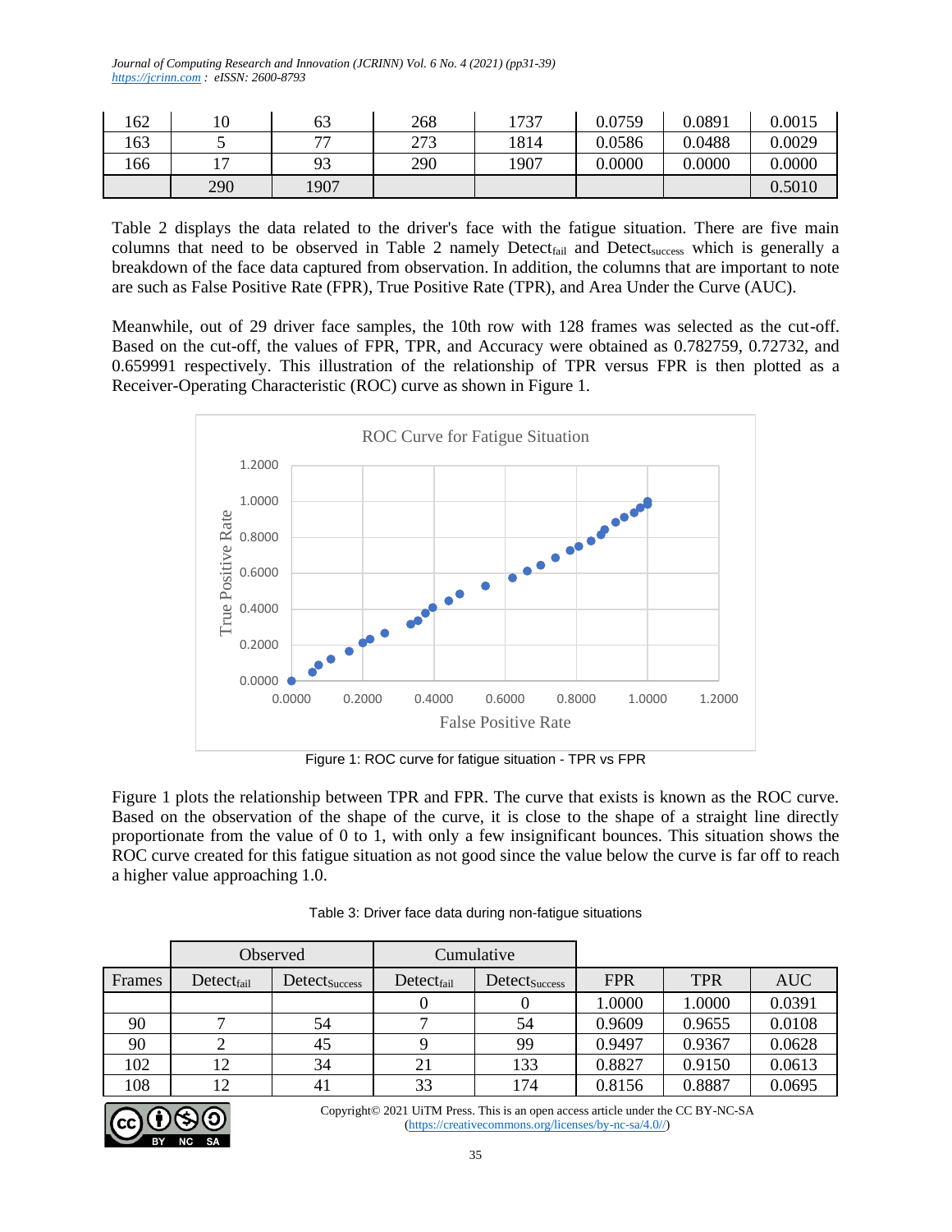| 162 | 10 | 63 | 268 | 1737 | 0.0759 | 0.0891 | 0.0015 |
|---|---|---|---|---|---|---|---|
| 163 | 5 | 77 | 273 | 1814 | 0.0586 | 0.0488 | 0.0029 |
| 166 | 17 | 93 | 290 | 1907 | 0.0000 | 0.0000 | 0.0000 |
|  | 290 | 1907 |  |  |  |  | 0.5010 |

Table 2 displays the data related to the driver's face with the fatigue situation. There are five main columns that need to be observed in Table 2 namely $Detect_{fail}$ and $Detect_{success}$ which is generally a breakdown of the face data captured from observation. In addition, the columns that are important to note are such as False Positive Rate (FPR), True Positive Rate (TPR), and Area Under the Curve (AUC).

Meanwhile, out of 29 driver face samples, the 10th row with 128 frames was selected as the cut-off. Based on the cut-off, the values of FPR, TPR, and Accuracy were obtained as 0.782759, 0.72732, and 0.659991 respectively. This illustration of the relationship of TPR versus FPR is then plotted as a Receiver-Operating Characteristic (ROC) curve as shown in Figure 1.

Figure 1: ROC curve for fatigue situation - TPR vs FPR

Figure 1 plots the relationship between TPR and FPR. The curve that exists is known as the ROC curve. Based on the observation of the shape of the curve, it is close to the shape of a straight line directly proportionate from the value of 0 to 1, with only a few insignificant bounces. This situation shows the ROC curve created for this fatigue situation as not good since the value below the curve is far off to reach a higher value approaching 1.0.

Table 3: Driver face data during non-fatigue situations

|  | Observed |  | Cumulative |  |  |  |  |
|---|---|---|---|---|---|---|---|
| Frames | $Detect_{fail}$ | $Detect_{Success}$ | $Detect_{fail}$ | $Detect_{Success}$ | FPR | TPR | AUC |
|  |  |  | 0 | 0 | 1.0000 | 1.0000 | 0.0391 |
| 90 | 7 | 54 | 7 | 54 | 0.9609 | 0.9655 | 0.0108 |
| 90 | 2 | 45 | 9 | 99 | 0.9497 | 0.9367 | 0.0628 |
| 102 | 12 | 34 | 21 | 133 | 0.8827 | 0.9150 | 0.0613 |
| 108 | 12 | 41 | 33 | 174 | 0.8156 | 0.8887 | 0.0695 |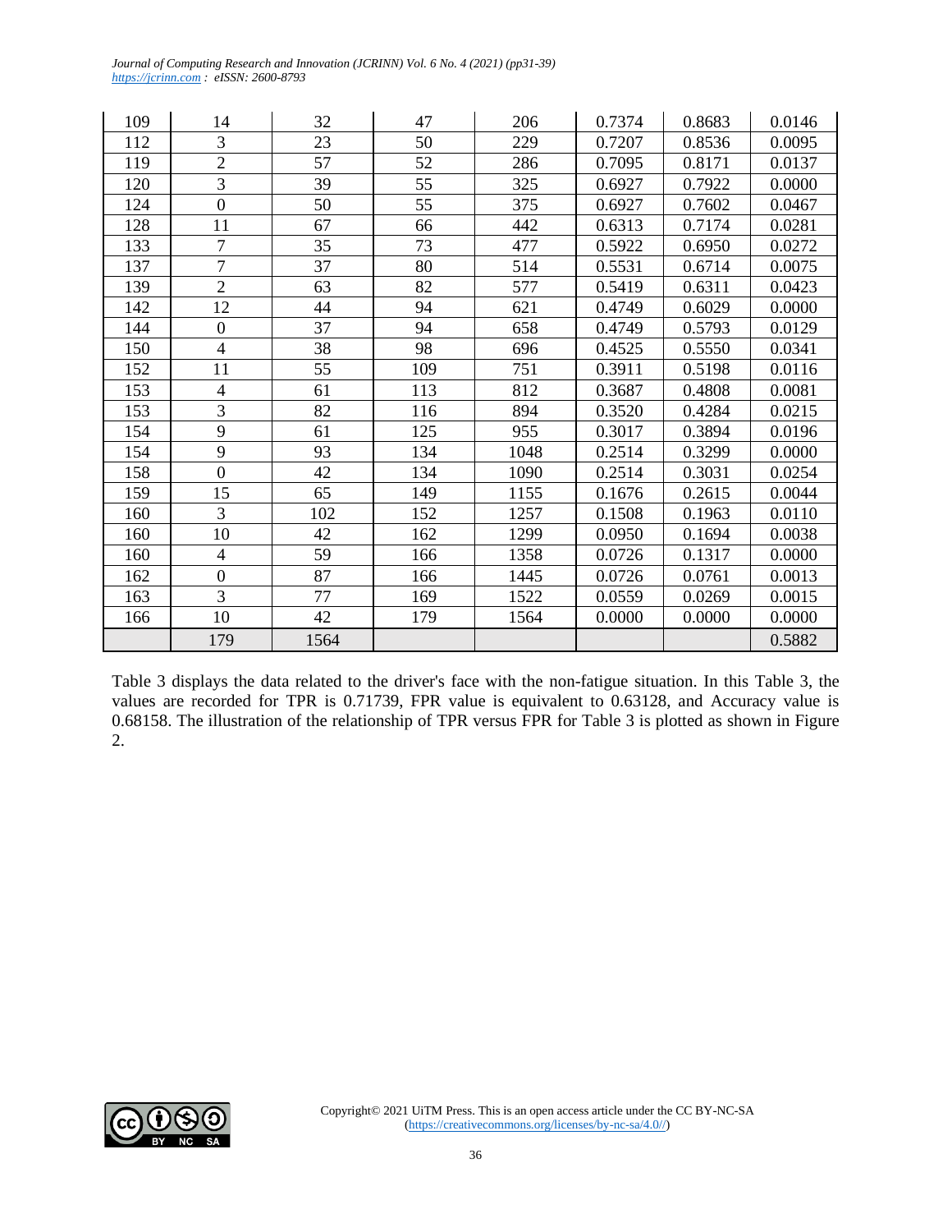| | | | | | | | |
|---|---|---|---|---|---|---|---|
| 109 | 14 | 32 | 47 | 206 | 0.7374 | 0.8683 | 0.0146 |
| 112 | 3 | 23 | 50 | 229 | 0.7207 | 0.8536 | 0.0095 |
| 119 | 2 | 57 | 52 | 286 | 0.7095 | 0.8171 | 0.0137 |
| 120 | 3 | 39 | 55 | 325 | 0.6927 | 0.7922 | 0.0000 |
| 124 | 0 | 50 | 55 | 375 | 0.6927 | 0.7602 | 0.0467 |
| 128 | 11 | 67 | 66 | 442 | 0.6313 | 0.7174 | 0.0281 |
| 133 | 7 | 35 | 73 | 477 | 0.5922 | 0.6950 | 0.0272 |
| 137 | 7 | 37 | 80 | 514 | 0.5531 | 0.6714 | 0.0075 |
| 139 | 2 | 63 | 82 | 577 | 0.5419 | 0.6311 | 0.0423 |
| 142 | 12 | 44 | 94 | 621 | 0.4749 | 0.6029 | 0.0000 |
| 144 | 0 | 37 | 94 | 658 | 0.4749 | 0.5793 | 0.0129 |
| 150 | 4 | 38 | 98 | 696 | 0.4525 | 0.5550 | 0.0341 |
| 152 | 11 | 55 | 109 | 751 | 0.3911 | 0.5198 | 0.0116 |
| 153 | 4 | 61 | 113 | 812 | 0.3687 | 0.4808 | 0.0081 |
| 153 | 3 | 82 | 116 | 894 | 0.3520 | 0.4284 | 0.0215 |
| 154 | 9 | 61 | 125 | 955 | 0.3017 | 0.3894 | 0.0196 |
| 154 | 9 | 93 | 134 | 1048 | 0.2514 | 0.3299 | 0.0000 |
| 158 | 0 | 42 | 134 | 1090 | 0.2514 | 0.3031 | 0.0254 |
| 159 | 15 | 65 | 149 | 1155 | 0.1676 | 0.2615 | 0.0044 |
| 160 | 3 | 102 | 152 | 1257 | 0.1508 | 0.1963 | 0.0110 |
| 160 | 10 | 42 | 162 | 1299 | 0.0950 | 0.1694 | 0.0038 |
| 160 | 4 | 59 | 166 | 1358 | 0.0726 | 0.1317 | 0.0000 |
| 162 | 0 | 87 | 166 | 1445 | 0.0726 | 0.0761 | 0.0013 |
| 163 | 3 | 77 | 169 | 1522 | 0.0559 | 0.0269 | 0.0015 |
| 166 | 10 | 42 | 179 | 1564 | 0.0000 | 0.0000 | 0.0000 |
| | 179 | 1564 | | | | | 0.5882 |

Table 3 displays the data related to the driver's face with the non-fatigue situation. In this Table 3, the values are recorded for TPR is 0.71739, FPR value is equivalent to 0.63128, and Accuracy value is 0.68158. The illustration of the relationship of TPR versus FPR for Table 3 is plotted as shown in Figure 2.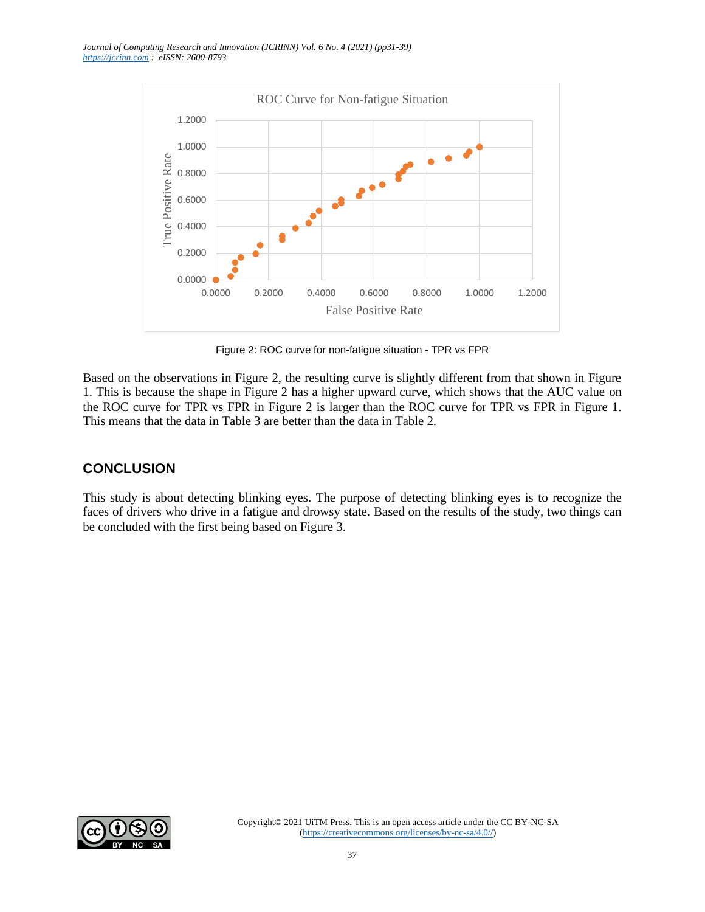Figure 2: ROC curve for non-fatigue situation - TPR vs FPR

Based on the observations in Figure 2, the resulting curve is slightly different from that shown in Figure 1. This is because the shape in Figure 2 has a higher upward curve, which shows that the AUC value on the ROC curve for TPR vs FPR in Figure 2 is larger than the ROC curve for TPR vs FPR in Figure 1. This means that the data in Table 3 are better than the data in Table 2.

## CONCLUSION

This study is about detecting blinking eyes. The purpose of detecting blinking eyes is to recognize the faces of drivers who drive in a fatigue and drowsy state. Based on the results of the study, two things can be concluded with the first being based on Figure 3.

Copyright© 2021 UiTM Press. This is an open access article under the CC BY-NC-SA (https://creativecommons.org/licenses/by-nc-sa/4.0//)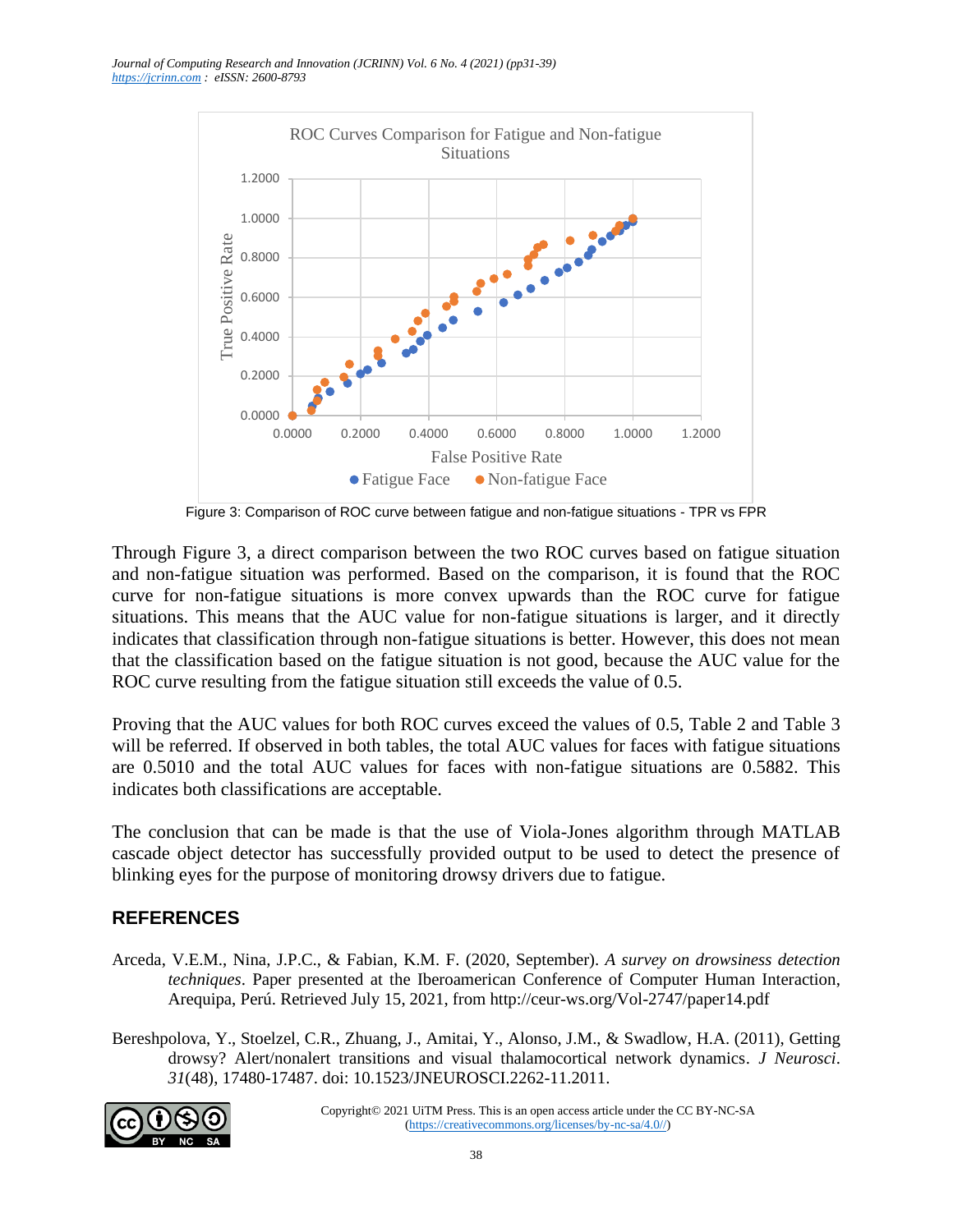Figure 3: Comparison of ROC curve between fatigue and non-fatigue situations - TPR vs FPR

Through Figure 3, a direct comparison between the two ROC curves based on fatigue situation and non-fatigue situation was performed. Based on the comparison, it is found that the ROC curve for non-fatigue situations is more convex upwards than the ROC curve for fatigue situations. This means that the AUC value for non-fatigue situations is larger, and it directly indicates that classification through non-fatigue situations is better. However, this does not mean that the classification based on the fatigue situation is not good, because the AUC value for the ROC curve resulting from the fatigue situation still exceeds the value of 0.5.

Proving that the AUC values for both ROC curves exceed the values of 0.5, Table 2 and Table 3 will be referred. If observed in both tables, the total AUC values for faces with fatigue situations are 0.5010 and the total AUC values for faces with non-fatigue situations are 0.5882. This indicates both classifications are acceptable.

The conclusion that can be made is that the use of Viola-Jones algorithm through MATLAB cascade object detector has successfully provided output to be used to detect the presence of blinking eyes for the purpose of monitoring drowsy drivers due to fatigue.

## REFERENCES

Arceda, V.E.M., Nina, J.P.C., & Fabian, K.M. F. (2020, September). *A survey on drowsiness detection techniques*. Paper presented at the Iberoamerican Conference of Computer Human Interaction, Arequipa, Perú. Retrieved July 15, 2021, from http://ceur-ws.org/Vol-2747/paper14.pdf

Bereshpolova, Y., Stoelzel, C.R., Zhuang, J., Amitai, Y., Alonso, J.M., & Swadlow, H.A. (2011), Getting drowsy? Alert/nonalert transitions and visual thalamocortical network dynamics. *J Neurosci*. *31*(48), 17480-17487. doi: 10.1523/JNEUROSCI.2262-11.2011.

Copyright© 2021 UiTM Press. This is an open access article under the CC BY-NC-SA (https://creativecommons.org/licenses/by-nc-sa/4.0//)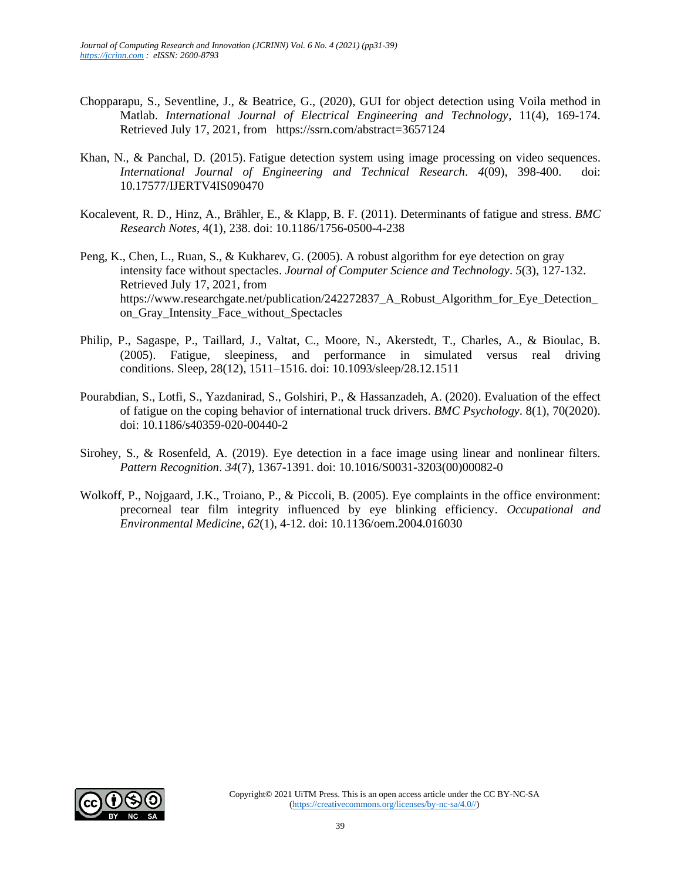Chopparapu, S., Seventline, J., & Beatrice, G., (2020), GUI for object detection using Voila method in Matlab. *International Journal of Electrical Engineering and Technology*, 11(4), 169-174. Retrieved July 17, 2021, from https://ssrn.com/abstract=3657124

Khan, N., & Panchal, D. (2015). Fatigue detection system using image processing on video sequences. *International Journal of Engineering and Technical Research*. *4*(09), 398-400. doi: 10.17577/IJERTV4IS090470

Kocalevent, R. D., Hinz, A., Brähler, E., & Klapp, B. F. (2011). Determinants of fatigue and stress. *BMC Research Notes*, 4(1), 238. doi: 10.1186/1756-0500-4-238

Peng, K., Chen, L., Ruan, S., & Kukharev, G. (2005). A robust algorithm for eye detection on gray intensity face without spectacles. *Journal of Computer Science and Technology*. *5*(3), 127-132. Retrieved July 17, 2021, from https://www.researchgate.net/publication/242272837_A_Robust_Algorithm_for_Eye_Detection_on_Gray_Intensity_Face_without_Spectacles

Philip, P., Sagaspe, P., Taillard, J., Valtat, C., Moore, N., Akerstedt, T., Charles, A., & Bioulac, B. (2005). Fatigue, sleepiness, and performance in simulated versus real driving conditions. Sleep, 28(12), 1511–1516. doi: 10.1093/sleep/28.12.1511

Pourabdian, S., Lotfi, S., Yazdanirad, S., Golshiri, P., & Hassanzadeh, A. (2020). Evaluation of the effect of fatigue on the coping behavior of international truck drivers. *BMC Psychology*. 8(1), 70(2020). doi: 10.1186/s40359-020-00440-2

Sirohey, S., & Rosenfeld, A. (2019). Eye detection in a face image using linear and nonlinear filters. *Pattern Recognition*. *34*(7), 1367-1391. doi: 10.1016/S0031-3203(00)00082-0

Wolkoff, P., Nojgaard, J.K., Troiano, P., & Piccoli, B. (2005). Eye complaints in the office environment: precorneal tear film integrity influenced by eye blinking efficiency. *Occupational and Environmental Medicine*, *62*(1), 4-12. doi: 10.1136/oem.2004.016030

Copyright© 2021 UiTM Press. This is an open access article under the CC BY-NC-SA (https://creativecommons.org/licenses/by-nc-sa/4.0//)